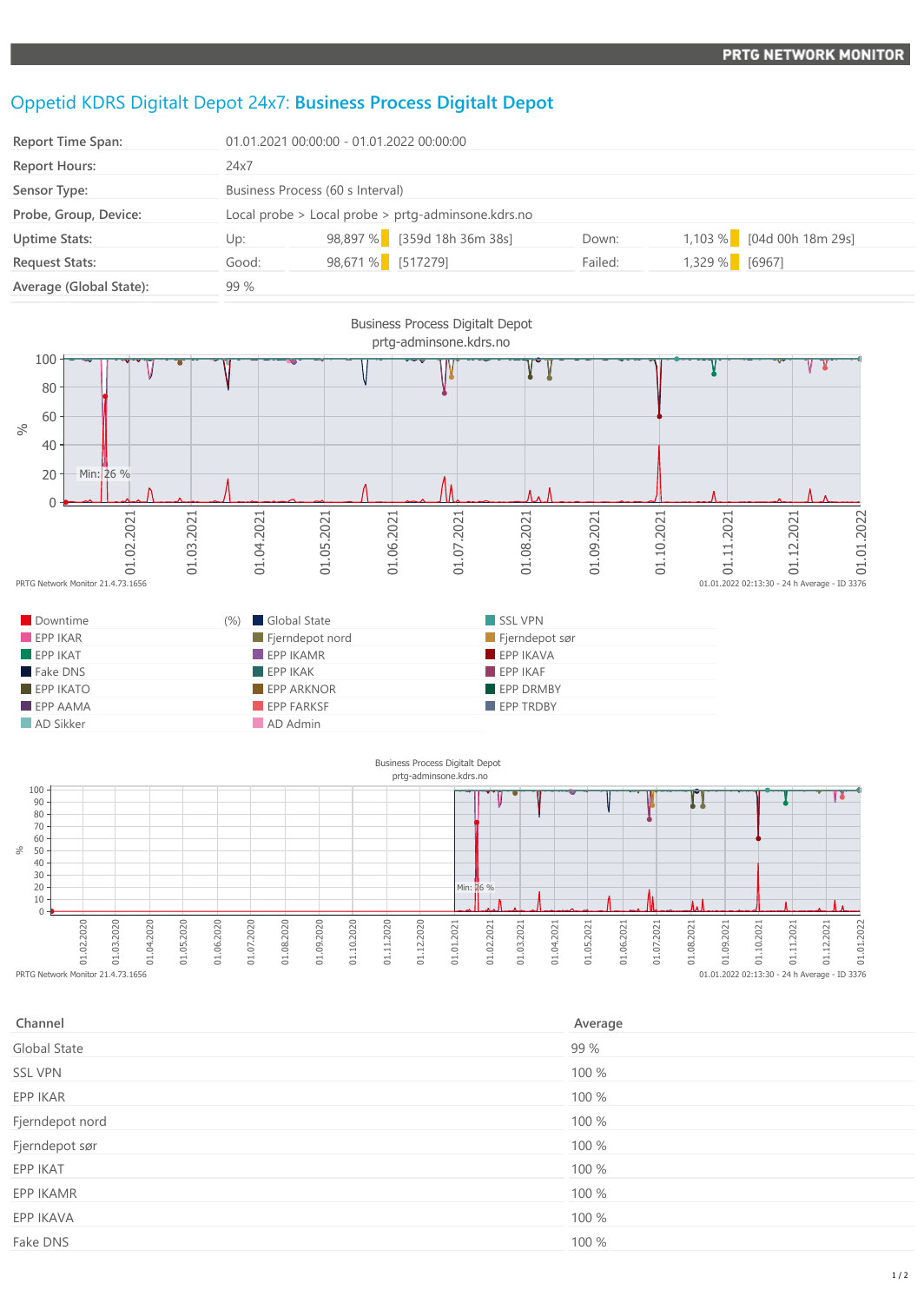PRTG NETWORK MONITOR

# Oppetid KDRS Digitalt Depot 24x7: **Business Process Digitalt Depot**

| | | | | | |
|---|---|---|---|---|---|
| Report Time Span: | 01.01.2021 00:00:00 - 01.01.2022 00:00:00 | | | | |
| Report Hours: | 24x7 | | | | |
| Sensor Type: | Business Process (60 s Interval) | | | | |
| Probe, Group, Device: | Local probe > Local probe > prtg-adminsone.kdrs.no | | | | |
| Uptime Stats: | Up: 98,897 % | [359d 18h 36m 38s] | Down: | 1,103 % | [04d 00h 18m 29s] |
| Request Stats: | Good: 98,671 % | [517279] | Failed: | 1,329 % | [6967] |
| Average (Global State): | 99 % | | | | |

Business Process Digitalt Depot
prtg-adminsone.kdrs.no

PRTG Network Monitor 21.4.73.1656 — 01.01.2022 02:13:30 - 24 h Average - ID 3376

| | (%) | | |
|---|---|---|---|
| Downtime | | Global State | SSL VPN |
| EPP IKAR | | Fjerndepot nord | Fjerndepot sør |
| EPP IKAT | | EPP IKAMR | EPP IKAVA |
| Fake DNS | | EPP IKAK | EPP IKAF |
| EPP IKATO | | EPP ARKNOR | EPP DRMBY |
| EPP AAMA | | EPP FARKSF | EPP TRDBY |
| AD Sikker | | AD Admin | |

Business Process Digitalt Depot
prtg-adminsone.kdrs.no

PRTG Network Monitor 21.4.73.1656 — 01.01.2022 02:13:30 - 24 h Average - ID 3376

| Channel | Average |
|---|---|
| Global State | 99 % |
| SSL VPN | 100 % |
| EPP IKAR | 100 % |
| Fjerndepot nord | 100 % |
| Fjerndepot sør | 100 % |
| EPP IKAT | 100 % |
| EPP IKAMR | 100 % |
| EPP IKAVA | 100 % |
| Fake DNS | 100 % |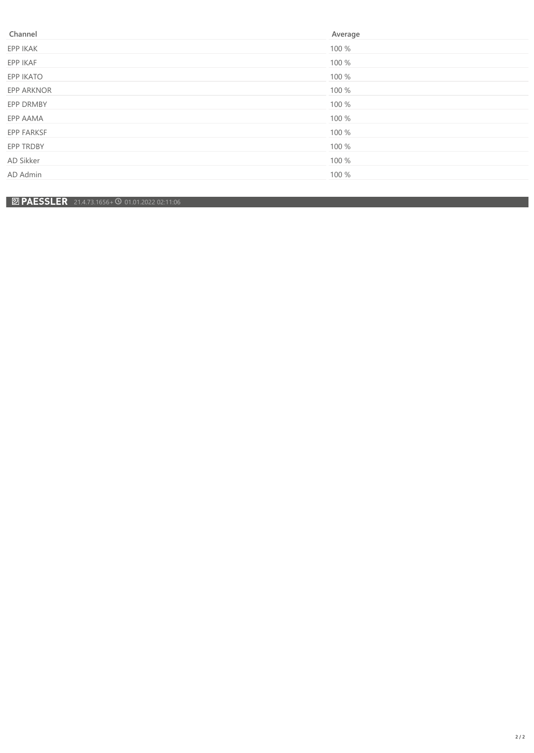| Channel | Average |
|---|---|
| EPP IKAK | 100 % |
| EPP IKAF | 100 % |
| EPP IKATO | 100 % |
| EPP ARKNOR | 100 % |
| EPP DRMBY | 100 % |
| EPP AAMA | 100 % |
| EPP FARKSF | 100 % |
| EPP TRDBY | 100 % |
| AD Sikker | 100 % |
| AD Admin | 100 % |

PAESSLER 21.4.73.1656+ 01.01.2022 02:11:06